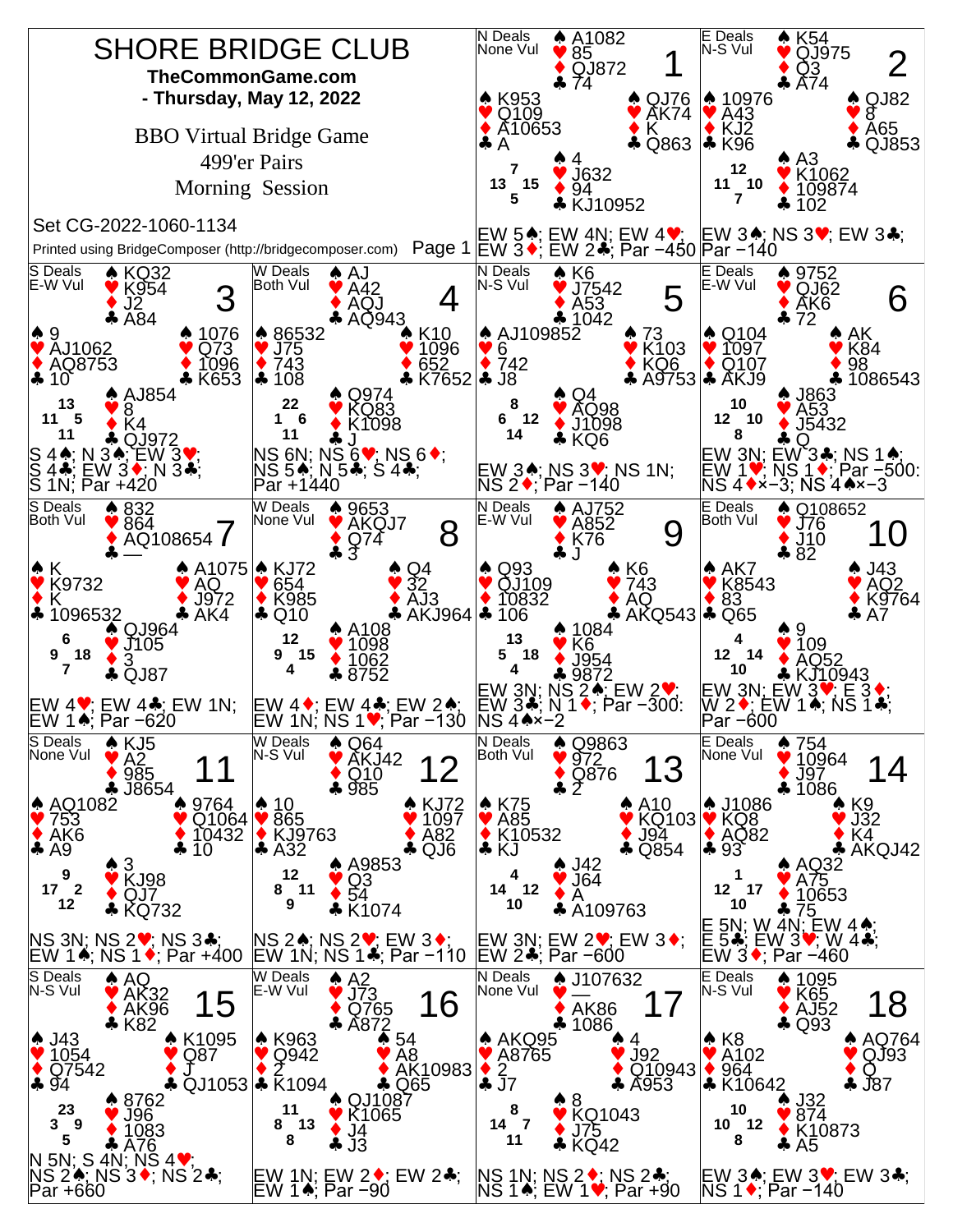# SHORE BRIDGE CLUB

**TheCommonGame.com**

**- Thursday, May 12, 2022**

BBO Virtual Bridge Game

499'er Pairs

Morning Session

Set CG-2022-1060-1134

Printed using BridgeComposer (http://bridgecomposer.com)

## Board 1
N Deals, None Vul

- North: ♠ A1082 ♥ 85 ♦ QJ872 ♣ 74
- West: ♠ K953 ♥ Q109 ♦ A10653 ♣ A
- East: ♠ QJ76 ♥ AK74 ♦ K ♣ Q863
- South: ♠ 4 ♥ J632 ♦ 94 ♣ KJ10952

HCP: N 7, W 13, E 15, S 5

EW 5♠; EW 4N; EW 4♥; EW 3♦; EW 2♣; Par −450

## Board 2
E Deals, N-S Vul

- North: ♠ K54 ♥ QJ975 ♦ Q3 ♣ A74
- West: ♠ 10976 ♥ A43 ♦ KJ2 ♣ K96
- East: ♠ QJ82 ♥ 8 ♦ A65 ♣ QJ853
- South: ♠ A3 ♥ K1062 ♦ 109874 ♣ 102

HCP: N 12, W 11, E 10, S 7

EW 3♠; NS 3♥; EW 3♣; Par −140

## Board 3
S Deals, E-W Vul

- North: ♠ KQ32 ♥ K954 ♦ J2 ♣ A84
- West: ♠ 9 ♥ AJ1062 ♦ AQ8753 ♣ 10
- East: ♠ 1076 ♥ Q73 ♦ 1096 ♣ K653
- South: ♠ AJ854 ♥ 8 ♦ K4 ♣ QJ972

HCP: N 13, W 11, E 5, S 11

S 4♠; N 3♠; EW 3♥; S 4♣; EW 3♦; N 3♣; S 1N; Par +420

## Board 4
W Deals, Both Vul

- North: ♠ AJ ♥ A42 ♦ AQJ ♣ AQ943
- West: ♠ 86532 ♥ J75 ♦ 743 ♣ 108
- East: ♠ K10 ♥ 1096 ♦ 652 ♣ K7652
- South: ♠ Q974 ♥ KQ83 ♦ K1098 ♣ J

HCP: N 22, W 1, E 6, S 11

NS 6N; NS 6♥; NS 6♦; NS 5♠; N 5♣; S 4♣; Par +1440

## Board 5
N Deals, N-S Vul

- North: ♠ K6 ♥ J7542 ♦ A53 ♣ 1042
- West: ♠ AJ109852 ♥ 6 ♦ 742 ♣ J8
- East: ♠ 73 ♥ K103 ♦ KQ6 ♣ A9753
- South: ♠ Q4 ♥ AQ98 ♦ J1098 ♣ KQ6

HCP: N 8, W 6, E 12, S 14

EW 3♠; NS 3♥; NS 1N; NS 2♦; Par −140

## Board 6
E Deals, E-W Vul

- North: ♠ 9752 ♥ QJ62 ♦ AK6 ♣ 72
- West: ♠ Q104 ♥ 1097 ♦ Q107 ♣ AKJ9
- East: ♠ AK ♥ K84 ♦ 98 ♣ 1086543
- South: ♠ J863 ♥ A53 ♦ J5432 ♣ Q

HCP: N 10, W 12, E 10, S 8

EW 3N; EW 3♣; NS 1♠; EW 1♥; NS 1♦; Par −500: NS 4♦×−3; NS 4♠×−3

## Board 7
S Deals, Both Vul

- North: ♠ 832 ♥ 864 ♦ AQ108654 ♣ —
- West: ♠ K ♥ K9732 ♦ K ♣ 1096532
- East: ♠ A1075 ♥ AQ ♦ J972 ♣ AK4
- South: ♠ QJ964 ♥ J105 ♦ 3 ♣ QJ87

HCP: N 6, W 9, E 18, S 7

EW 4♥; EW 4♣; EW 1N; EW 1♠; Par −620

## Board 8
W Deals, None Vul

- North: ♠ 9653 ♥ AKQJ7 ♦ Q74 ♣ 3
- West: ♠ KJ72 ♥ 654 ♦ K985 ♣ Q10
- East: ♠ Q4 ♥ 32 ♦ AJ3 ♣ AKJ964
- South: ♠ A108 ♥ 1098 ♦ 1062 ♣ 8752

HCP: N 12, W 9, E 15, S 4

EW 4♦; EW 4♣; EW 2♠; EW 1N; NS 1♥; Par −130

## Board 9
N Deals, E-W Vul

- North: ♠ AJ752 ♥ A852 ♦ K76 ♣ J
- West: ♠ Q93 ♥ QJ109 ♦ 10832 ♣ 106
- East: ♠ K6 ♥ 743 ♦ AQ ♣ AKQ543
- South: ♠ 1084 ♥ K6 ♦ J954 ♣ 9872

HCP: N 13, W 5, E 18, S 4

EW 3N; NS 2♠; EW 2♥; EW 3♣; N 1♦; Par −300: NS 4♠×−2

## Board 10
E Deals, Both Vul

- North: ♠ Q108652 ♥ J76 ♦ J10 ♣ 82
- West: ♠ AK7 ♥ K8543 ♦ 83 ♣ Q65
- East: ♠ J43 ♥ AQ2 ♦ K9764 ♣ A7
- South: ♠ 9 ♥ 109 ♦ AQ52 ♣ KJ10943

HCP: N 4, W 12, E 14, S 10

EW 3N; EW 3♥; E 3♦; W 2♦; EW 1♠; NS 1♣; Par −600

## Board 11
S Deals, None Vul

- North: ♠ KJ5 ♥ A2 ♦ 985 ♣ J8654
- West: ♠ AQ1082 ♥ 753 ♦ AK6 ♣ A9
- East: ♠ 9764 ♥ Q1064 ♦ 10432 ♣ 10
- South: ♠ 3 ♥ KJ98 ♦ QJ7 ♣ KQ732

HCP: N 9, W 17, E 2, S 12

NS 3N; NS 2♥; NS 3♣; EW 1♠; NS 1♦; Par +400

## Board 12
W Deals, N-S Vul

- North: ♠ Q64 ♥ AKJ42 ♦ Q10 ♣ 985
- West: ♠ 10 ♥ 865 ♦ KJ9763 ♣ A32
- East: ♠ KJ72 ♥ 1097 ♦ A82 ♣ QJ6
- South: ♠ A9853 ♥ Q3 ♦ 54 ♣ K1074

HCP: N 12, W 8, E 11, S 9

NS 2♠; NS 2♥; EW 3♦; EW 1N; NS 1♣; Par −110

## Board 13
N Deals, Both Vul

- North: ♠ Q9863 ♥ 972 ♦ Q876 ♣ 2
- West: ♠ K75 ♥ A85 ♦ K10532 ♣ KJ
- East: ♠ A10 ♥ KQ103 ♦ J94 ♣ Q854
- South: ♠ J42 ♥ J64 ♦ A ♣ A109763

HCP: N 4, W 14, E 12, S 10

EW 3N; EW 2♥; EW 3♦; EW 2♣; Par −600

## Board 14
E Deals, None Vul

- North: ♠ 754 ♥ 10964 ♦ J97 ♣ 1086
- West: ♠ J1086 ♥ KQ8 ♦ AQ82 ♣ 93
- East: ♠ K9 ♥ J32 ♦ K4 ♣ AKQJ42
- South: ♠ AQ32 ♥ A75 ♦ 10653 ♣ 75

HCP: N 1, W 12, E 17, S 10

E 5N; W 4N; EW 4♠; E 5♣; EW 3♥; W 4♣; EW 3♦; Par −460

## Board 15
S Deals, N-S Vul

- North: ♠ AQ ♥ AK32 ♦ AK96 ♣ K82
- West: ♠ J43 ♥ 1054 ♦ Q7542 ♣ 94
- East: ♠ K1095 ♥ Q87 ♦ J ♣ QJ1053
- South: ♠ 8762 ♥ J96 ♦ 1083 ♣ A76

HCP: N 23, W 3, E 9, S 5

N 5N; S 4N; NS 4♥; NS 2♠; NS 3♦; NS 2♣; Par +660

## Board 16
W Deals, E-W Vul

- North: ♠ A2 ♥ J73 ♦ Q765 ♣ A872
- West: ♠ K963 ♥ Q942 ♦ 2 ♣ K1094
- East: ♠ 54 ♥ A8 ♦ AK10983 ♣ Q65
- South: ♠ QJ1087 ♥ K1065 ♦ J4 ♣ J3

HCP: N 11, W 8, E 13, S 8

EW 1N; EW 2♦; EW 2♣; EW 1♠; Par −90

## Board 17
N Deals, None Vul

- North: ♠ J107632 ♥ — ♦ AK86 ♣ 1086
- West: ♠ AKQ95 ♥ A8765 ♦ 2 ♣ J7
- East: ♠ 4 ♥ J92 ♦ Q10943 ♣ A953
- South: ♠ 8 ♥ KQ1043 ♦ J75 ♣ KQ42

HCP: N 8, W 14, E 7, S 11

NS 1N; NS 2♦; NS 2♣; NS 1♠; EW 1♥; Par +90

## Board 18
E Deals, N-S Vul

- North: ♠ 1095 ♥ K65 ♦ AJ52 ♣ Q93
- West: ♠ K8 ♥ A102 ♦ 964 ♣ K10642
- East: ♠ AQ764 ♥ QJ93 ♦ Q ♣ J87
- South: ♠ J32 ♥ 874 ♦ K10873 ♣ A5

HCP: N 10, W 10, E 12, S 8

EW 3♠; EW 3♥; EW 3♣; NS 1♦; Par −140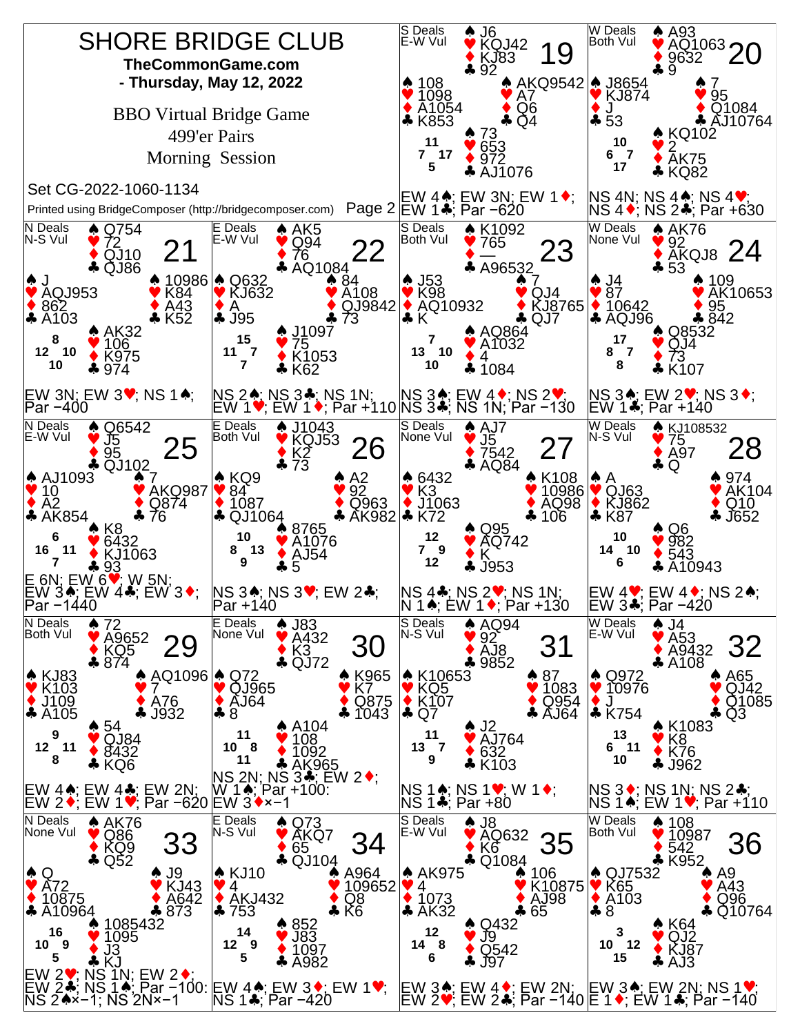# SHORE BRIDGE CLUB

**TheCommonGame.com**

**- Thursday, May 12, 2022**

BBO Virtual Bridge Game

499'er Pairs

Morning Session

Set CG-2022-1060-1134

Printed using BridgeComposer (http://bridgecomposer.com)

## Board 19

S Deals, E-W Vul

North: ♠ J6 ♥ KQJ42 ♦ KJ83 ♣ 92

West: ♠ 108 ♥ 1098 ♦ A1054 ♣ K853

East: ♠ AKQ9542 ♥ A7 ♦ Q6 ♣ Q4

South: ♠ 73 ♥ 653 ♦ 972 ♣ AJ1076

HCP: N 11, W 7, E 17, S 5

EW 4♠; EW 3N; EW 1♦; EW 1♣; Par −620

## Board 20

W Deals, Both Vul

North: ♠ A93 ♥ AQ1063 ♦ 9632 ♣ 9

West: ♠ J8654 ♥ KJ874 ♦ J ♣ 53

East: ♠ 7 ♥ 95 ♦ Q1084 ♣ AJ10764

South: ♠ KQ102 ♥ 2 ♦ AK75 ♣ KQ82

HCP: N 10, W 6, E 7, S 17

NS 4N; NS 4♠; NS 4♥; NS 4♦; NS 2♣; Par +630

## Board 21

N Deals, N-S Vul

North: ♠ Q754 ♥ 72 ♦ QJ10 ♣ QJ86

West: ♠ J ♥ AQJ953 ♦ 862 ♣ A103

East: ♠ 10986 ♥ K84 ♦ A43 ♣ K52

South: ♠ AK32 ♥ 106 ♦ K975 ♣ 974

HCP: N 8, W 12, E 10, S 10

EW 3N; EW 3♥; NS 1♠; Par −400

## Board 22

E Deals, E-W Vul

North: ♠ AK5 ♥ Q94 ♦ 76 ♣ AQ1084

West: ♠ Q632 ♥ KJ632 ♦ A ♣ J95

East: ♠ 84 ♥ A108 ♦ QJ9842 ♣ 73

South: ♠ J1097 ♥ 75 ♦ K1053 ♣ K62

HCP: N 15, W 11, E 7, S 7

NS 2♠; NS 3♣; NS 1N; EW 1♥; EW 1♦; Par +110

## Board 23

S Deals, Both Vul

North: ♠ K1092 ♥ 765 ♦ — ♣ A96532

West: ♠ J53 ♥ K98 ♦ AQ10932 ♣ K

East: ♠ 7 ♥ QJ4 ♦ KJ8765 ♣ QJ7

South: ♠ AQ864 ♥ A1032 ♦ 4 ♣ 1084

HCP: N 7, W 13, E 10, S 10

NS 3♠; EW 4♦; NS 2♥; NS 3♣; NS 1N; Par −130

## Board 24

W Deals, None Vul

North: ♠ AK76 ♥ 92 ♦ AKQJ8 ♣ 53

West: ♠ J4 ♥ 87 ♦ 10642 ♣ AQJ96

East: ♠ 109 ♥ AK10653 ♦ 95 ♣ 842

South: ♠ Q8532 ♥ QJ4 ♦ 73 ♣ K107

HCP: N 17, W 8, E 7, S 8

NS 3♠; EW 2♥; NS 3♦; EW 1♣; Par +140

## Board 25

N Deals, E-W Vul

North: ♠ Q6542 ♥ J5 ♦ 95 ♣ QJ102

West: ♠ AJ1093 ♥ 10 ♦ A2 ♣ AK854

East: ♠ 7 ♥ AKQ987 ♦ Q874 ♣ 76

South: ♠ K8 ♥ 6432 ♦ KJ1063 ♣ 93

HCP: N 6, W 16, E 11, S 7

E 6N; EW 6♥; W 5N; EW 3♠; EW 4♣; EW 3♦; Par −1440

## Board 26

E Deals, Both Vul

North: ♠ J1043 ♥ KQJ53 ♦ K2 ♣ 73

West: ♠ KQ9 ♥ 84 ♦ 1087 ♣ QJ1064

East: ♠ A2 ♥ 92 ♦ Q963 ♣ AK982

South: ♠ 8765 ♥ A1076 ♦ AJ54 ♣ 5

HCP: N 10, W 8, E 13, S 9

NS 3♠; NS 3♥; EW 2♣; Par +140

## Board 27

S Deals, None Vul

North: ♠ AJ7 ♥ J5 ♦ 7542 ♣ AQ84

West: ♠ 6432 ♥ K3 ♦ J1063 ♣ K72

East: ♠ K108 ♥ 10986 ♦ AQ98 ♣ 106

South: ♠ Q95 ♥ AQ742 ♦ K ♣ J953

HCP: N 12, W 7, E 9, S 12

NS 4♣; NS 2♥; NS 1N; N 1♠; EW 1♦; Par +130

## Board 28

W Deals, N-S Vul

North: ♠ KJ108532 ♥ 75 ♦ A97 ♣ Q

West: ♠ A ♥ QJ63 ♦ KJ862 ♣ K87

East: ♠ 974 ♥ AK104 ♦ Q10 ♣ J652

South: ♠ Q6 ♥ 982 ♦ 543 ♣ A10943

HCP: N 10, W 14, E 10, S 6

EW 4♥; EW 4♦; NS 2♠; EW 3♣; Par −420

## Board 29

N Deals, Both Vul

North: ♠ 72 ♥ A9652 ♦ KQ5 ♣ 874

West: ♠ KJ83 ♥ K103 ♦ J109 ♣ A105

East: ♠ AQ1096 ♥ 7 ♦ A76 ♣ J932

South: ♠ 54 ♥ QJ84 ♦ 8432 ♣ KQ6

HCP: N 9, W 12, E 11, S 8

EW 4♠; EW 4♣; EW 2N; EW 2♦; EW 1♥; Par −620

## Board 30

E Deals, None Vul

North: ♠ J83 ♥ A432 ♦ K3 ♣ QJ72

West: ♠ Q72 ♥ QJ965 ♦ AJ64 ♣ 8

East: ♠ K965 ♥ K7 ♦ Q875 ♣ 1043

South: ♠ A104 ♥ 108 ♦ 1092 ♣ AK965

HCP: N 11, W 10, E 8, S 11

NS 2N; NS 3♣; EW 2♦; W 1♠; Par +100: EW 3♦×−1

## Board 31

S Deals, N-S Vul

North: ♠ AQ94 ♥ 92 ♦ AJ8 ♣ 9852

West: ♠ K10653 ♥ KQ5 ♦ K107 ♣ Q7

East: ♠ 87 ♥ 1083 ♦ Q954 ♣ AJ64

South: ♠ J2 ♥ AJ764 ♦ 632 ♣ K103

HCP: N 11, W 13, E 7, S 9

NS 1♠; NS 1♥; W 1♦; NS 1♣; Par +80

## Board 32

W Deals, E-W Vul

North: ♠ J4 ♥ A53 ♦ A9432 ♣ A108

West: ♠ Q972 ♥ 10976 ♦ J ♣ K754

East: ♠ A65 ♥ QJ42 ♦ Q1085 ♣ Q3

South: ♠ K1083 ♥ K8 ♦ K76 ♣ J962

HCP: N 13, W 6, E 11, S 10

NS 3♦; NS 1N; NS 2♣; NS 1♠; EW 1♥; Par +110

## Board 33

N Deals, None Vul

North: ♠ AK76 ♥ Q86 ♦ KQ9 ♣ Q52

West: ♠ Q ♥ A72 ♦ 10875 ♣ A10964

East: ♠ J9 ♥ KJ43 ♦ A642 ♣ 873

South: ♠ 1085432 ♥ 1095 ♦ J3 ♣ KJ

HCP: N 16, W 10, E 9, S 5

EW 2♥; NS 1N; EW 2♦; EW 2♣; NS 1♠; Par −100: NS 2♠×−1; NS 2N×−1

## Board 34

E Deals, N-S Vul

North: ♠ Q73 ♥ AKQ7 ♦ 65 ♣ QJ104

West: ♠ KJ10 ♥ 4 ♦ AKJ432 ♣ 753

East: ♠ A964 ♥ 109652 ♦ Q8 ♣ K6

South: ♠ 852 ♥ J83 ♦ 1097 ♣ A982

HCP: N 14, W 12, E 9, S 5

EW 4♠; EW 3♦; EW 1♥; NS 1♣; Par −420

## Board 35

S Deals, E-W Vul

North: ♠ J8 ♥ AQ632 ♦ K6 ♣ Q1084

West: ♠ AK975 ♥ 4 ♦ 1073 ♣ AK32

East: ♠ 106 ♥ K10875 ♦ AJ98 ♣ 65

South: ♠ Q432 ♥ J9 ♦ Q542 ♣ J97

HCP: N 12, W 14, E 8, S 6

EW 3♠; EW 4♦; EW 2N; EW 2♥; EW 2♣; Par −140

## Board 36

W Deals, Both Vul

North: ♠ 108 ♥ 10987 ♦ 542 ♣ K952

West: ♠ QJ7532 ♥ K65 ♦ A103 ♣ 8

East: ♠ A9 ♥ A43 ♦ Q96 ♣ Q10764

South: ♠ K64 ♥ QJ2 ♦ KJ87 ♣ AJ3

HCP: N 3, W 10, E 12, S 15

EW 3♠; EW 2N; NS 1♥; E 1♦; EW 1♣; Par −140